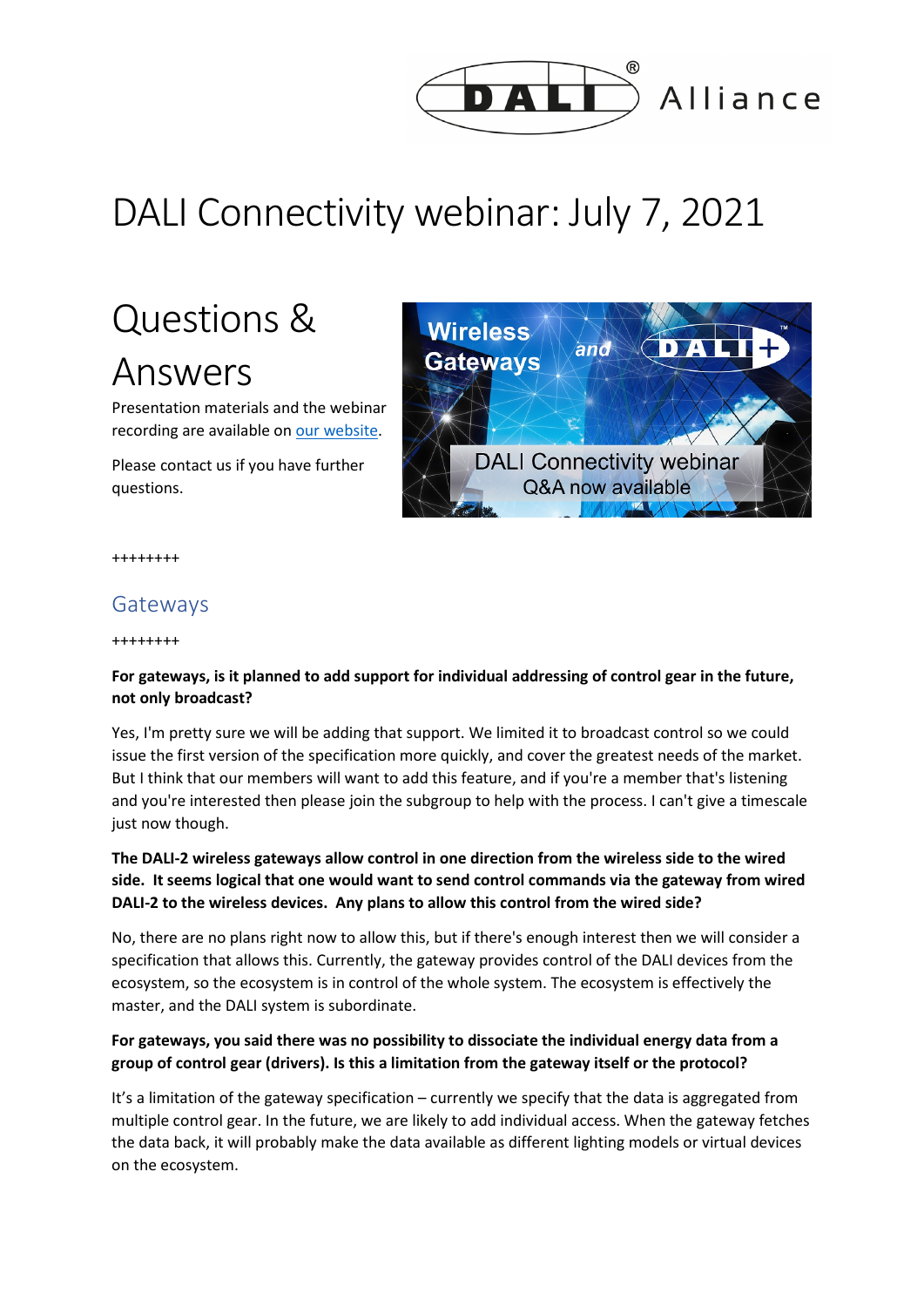# DALI Connectivity webinar: July 7, 2021

## Questions & Answers

Presentation materials and the webinar recording are available on our website.

Please contact us if you have further questions.

++++++++

### Gateways

++++++++

**For gateways, is it planned to add support for individual addressing of control gear in the future, not only broadcast?**

Yes, I'm pretty sure we will be adding that support. We limited it to broadcast control so we could issue the first version of the specification more quickly, and cover the greatest needs of the market. But I think that our members will want to add this feature, and if you're a member that's listening and you're interested then please join the subgroup to help with the process. I can't give a timescale just now though.

**The DALI-2 wireless gateways allow control in one direction from the wireless side to the wired side. It seems logical that one would want to send control commands via the gateway from wired DALI-2 to the wireless devices. Any plans to allow this control from the wired side?**

No, there are no plans right now to allow this, but if there's enough interest then we will consider a specification that allows this. Currently, the gateway provides control of the DALI devices from the ecosystem, so the ecosystem is in control of the whole system. The ecosystem is effectively the master, and the DALI system is subordinate.

**For gateways, you said there was no possibility to dissociate the individual energy data from a group of control gear (drivers). Is this a limitation from the gateway itself or the protocol?**

It's a limitation of the gateway specification – currently we specify that the data is aggregated from multiple control gear. In the future, we are likely to add individual access. When the gateway fetches the data back, it will probably make the data available as different lighting models or virtual devices on the ecosystem.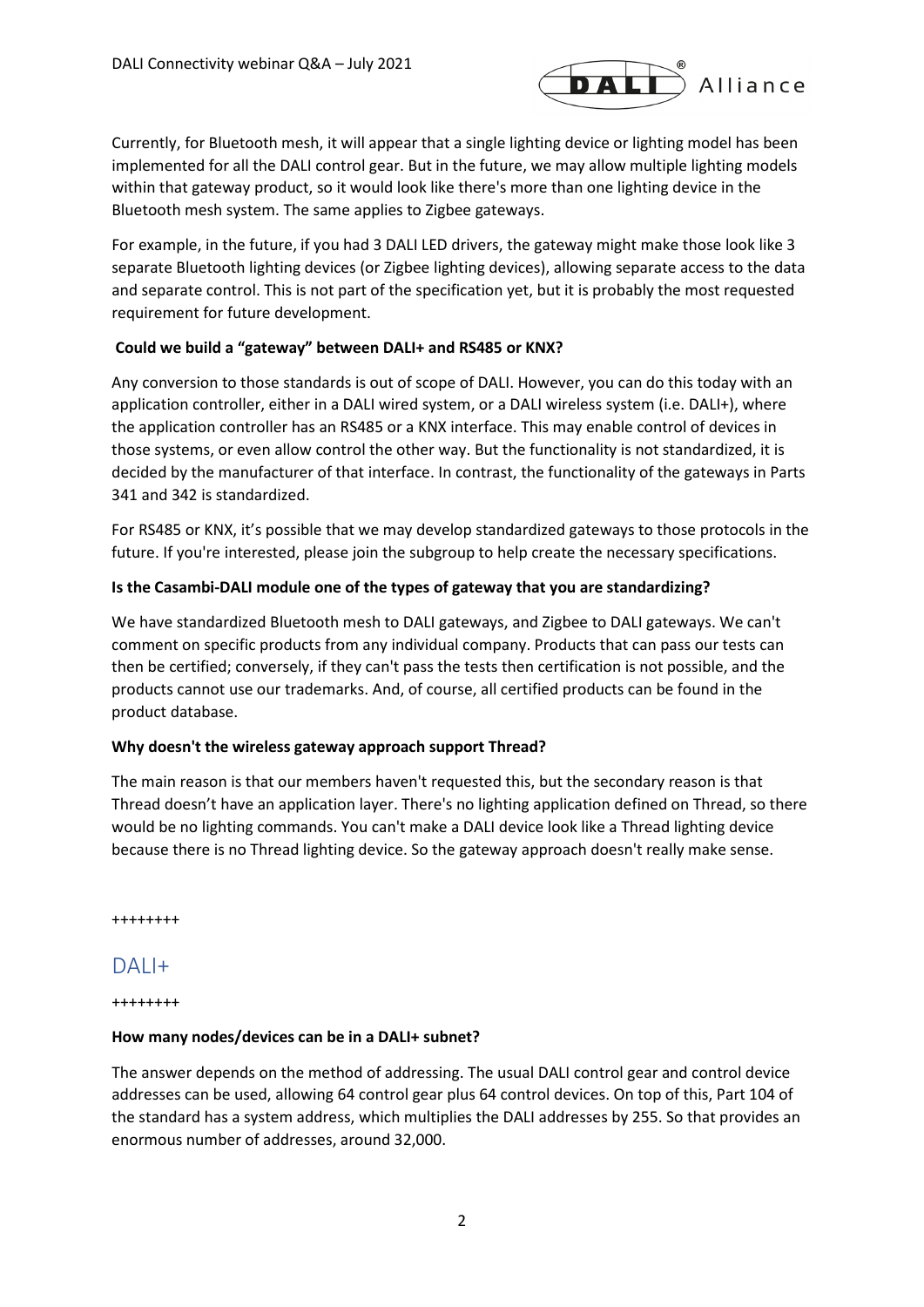Currently, for Bluetooth mesh, it will appear that a single lighting device or lighting model has been implemented for all the DALI control gear. But in the future, we may allow multiple lighting models within that gateway product, so it would look like there's more than one lighting device in the Bluetooth mesh system. The same applies to Zigbee gateways.

For example, in the future, if you had 3 DALI LED drivers, the gateway might make those look like 3 separate Bluetooth lighting devices (or Zigbee lighting devices), allowing separate access to the data and separate control. This is not part of the specification yet, but it is probably the most requested requirement for future development.

**Could we build a "gateway" between DALI+ and RS485 or KNX?**

Any conversion to those standards is out of scope of DALI. However, you can do this today with an application controller, either in a DALI wired system, or a DALI wireless system (i.e. DALI+), where the application controller has an RS485 or a KNX interface. This may enable control of devices in those systems, or even allow control the other way. But the functionality is not standardized, it is decided by the manufacturer of that interface. In contrast, the functionality of the gateways in Parts 341 and 342 is standardized.

For RS485 or KNX, it's possible that we may develop standardized gateways to those protocols in the future. If you're interested, please join the subgroup to help create the necessary specifications.

**Is the Casambi-DALI module one of the types of gateway that you are standardizing?**

We have standardized Bluetooth mesh to DALI gateways, and Zigbee to DALI gateways. We can't comment on specific products from any individual company. Products that can pass our tests can then be certified; conversely, if they can't pass the tests then certification is not possible, and the products cannot use our trademarks. And, of course, all certified products can be found in the product database.

**Why doesn't the wireless gateway approach support Thread?**

The main reason is that our members haven't requested this, but the secondary reason is that Thread doesn't have an application layer. There's no lighting application defined on Thread, so there would be no lighting commands. You can't make a DALI device look like a Thread lighting device because there is no Thread lighting device. So the gateway approach doesn't really make sense.

++++++++

## DALI+

++++++++

**How many nodes/devices can be in a DALI+ subnet?**

The answer depends on the method of addressing. The usual DALI control gear and control device addresses can be used, allowing 64 control gear plus 64 control devices. On top of this, Part 104 of the standard has a system address, which multiplies the DALI addresses by 255. So that provides an enormous number of addresses, around 32,000.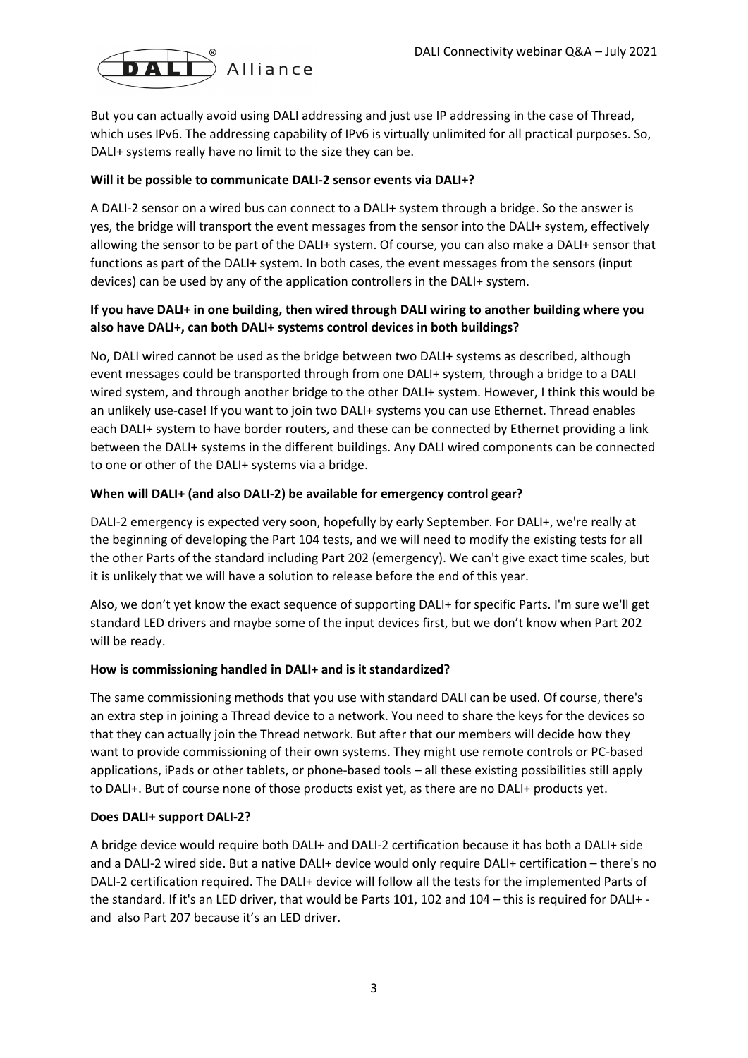But you can actually avoid using DALI addressing and just use IP addressing in the case of Thread, which uses IPv6. The addressing capability of IPv6 is virtually unlimited for all practical purposes. So, DALI+ systems really have no limit to the size they can be.

**Will it be possible to communicate DALI-2 sensor events via DALI+?**

A DALI-2 sensor on a wired bus can connect to a DALI+ system through a bridge. So the answer is yes, the bridge will transport the event messages from the sensor into the DALI+ system, effectively allowing the sensor to be part of the DALI+ system. Of course, you can also make a DALI+ sensor that functions as part of the DALI+ system. In both cases, the event messages from the sensors (input devices) can be used by any of the application controllers in the DALI+ system.

**If you have DALI+ in one building, then wired through DALI wiring to another building where you also have DALI+, can both DALI+ systems control devices in both buildings?**

No, DALI wired cannot be used as the bridge between two DALI+ systems as described, although event messages could be transported through from one DALI+ system, through a bridge to a DALI wired system, and through another bridge to the other DALI+ system. However, I think this would be an unlikely use-case! If you want to join two DALI+ systems you can use Ethernet. Thread enables each DALI+ system to have border routers, and these can be connected by Ethernet providing a link between the DALI+ systems in the different buildings. Any DALI wired components can be connected to one or other of the DALI+ systems via a bridge.

**When will DALI+ (and also DALI-2) be available for emergency control gear?**

DALI-2 emergency is expected very soon, hopefully by early September. For DALI+, we're really at the beginning of developing the Part 104 tests, and we will need to modify the existing tests for all the other Parts of the standard including Part 202 (emergency). We can't give exact time scales, but it is unlikely that we will have a solution to release before the end of this year.

Also, we don't yet know the exact sequence of supporting DALI+ for specific Parts. I'm sure we'll get standard LED drivers and maybe some of the input devices first, but we don't know when Part 202 will be ready.

**How is commissioning handled in DALI+ and is it standardized?**

The same commissioning methods that you use with standard DALI can be used. Of course, there's an extra step in joining a Thread device to a network. You need to share the keys for the devices so that they can actually join the Thread network. But after that our members will decide how they want to provide commissioning of their own systems. They might use remote controls or PC-based applications, iPads or other tablets, or phone-based tools – all these existing possibilities still apply to DALI+. But of course none of those products exist yet, as there are no DALI+ products yet.

**Does DALI+ support DALI-2?**

A bridge device would require both DALI+ and DALI-2 certification because it has both a DALI+ side and a DALI-2 wired side. But a native DALI+ device would only require DALI+ certification – there's no DALI-2 certification required. The DALI+ device will follow all the tests for the implemented Parts of the standard. If it's an LED driver, that would be Parts 101, 102 and 104 – this is required for DALI+ - and also Part 207 because it's an LED driver.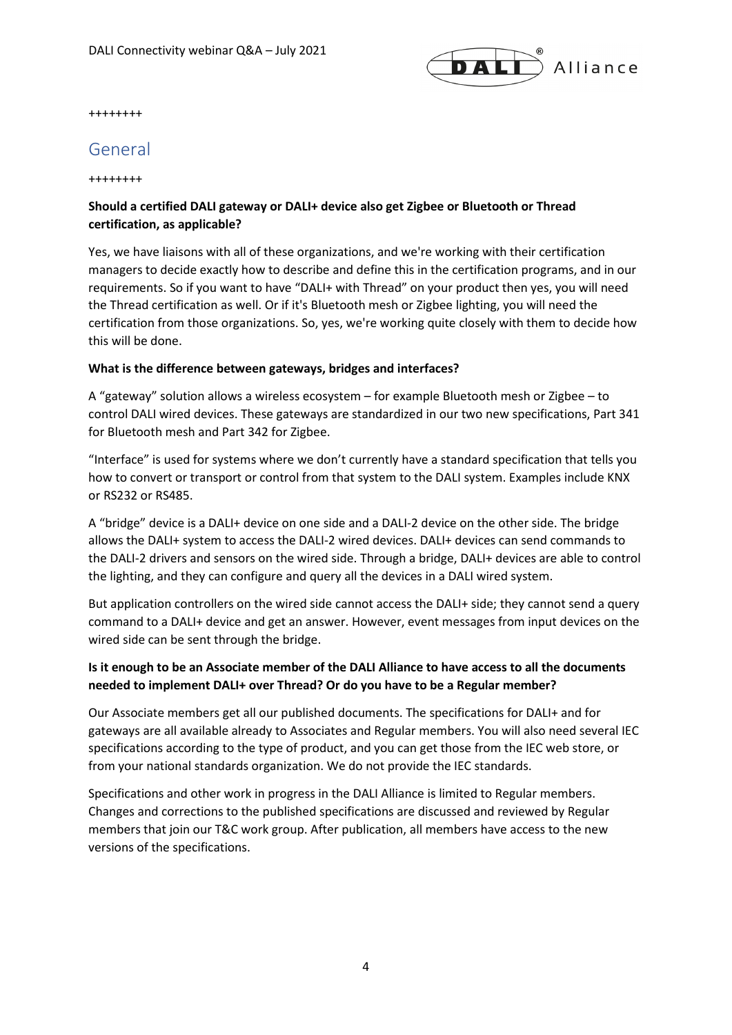++++++++

## General

++++++++

**Should a certified DALI gateway or DALI+ device also get Zigbee or Bluetooth or Thread certification, as applicable?**

Yes, we have liaisons with all of these organizations, and we're working with their certification managers to decide exactly how to describe and define this in the certification programs, and in our requirements. So if you want to have "DALI+ with Thread" on your product then yes, you will need the Thread certification as well. Or if it's Bluetooth mesh or Zigbee lighting, you will need the certification from those organizations. So, yes, we're working quite closely with them to decide how this will be done.

**What is the difference between gateways, bridges and interfaces?**

A "gateway" solution allows a wireless ecosystem – for example Bluetooth mesh or Zigbee – to control DALI wired devices. These gateways are standardized in our two new specifications, Part 341 for Bluetooth mesh and Part 342 for Zigbee.

"Interface" is used for systems where we don't currently have a standard specification that tells you how to convert or transport or control from that system to the DALI system. Examples include KNX or RS232 or RS485.

A "bridge" device is a DALI+ device on one side and a DALI-2 device on the other side. The bridge allows the DALI+ system to access the DALI-2 wired devices. DALI+ devices can send commands to the DALI-2 drivers and sensors on the wired side. Through a bridge, DALI+ devices are able to control the lighting, and they can configure and query all the devices in a DALI wired system.

But application controllers on the wired side cannot access the DALI+ side; they cannot send a query command to a DALI+ device and get an answer. However, event messages from input devices on the wired side can be sent through the bridge.

**Is it enough to be an Associate member of the DALI Alliance to have access to all the documents needed to implement DALI+ over Thread? Or do you have to be a Regular member?**

Our Associate members get all our published documents. The specifications for DALI+ and for gateways are all available already to Associates and Regular members. You will also need several IEC specifications according to the type of product, and you can get those from the IEC web store, or from your national standards organization. We do not provide the IEC standards.

Specifications and other work in progress in the DALI Alliance is limited to Regular members. Changes and corrections to the published specifications are discussed and reviewed by Regular members that join our T&C work group. After publication, all members have access to the new versions of the specifications.